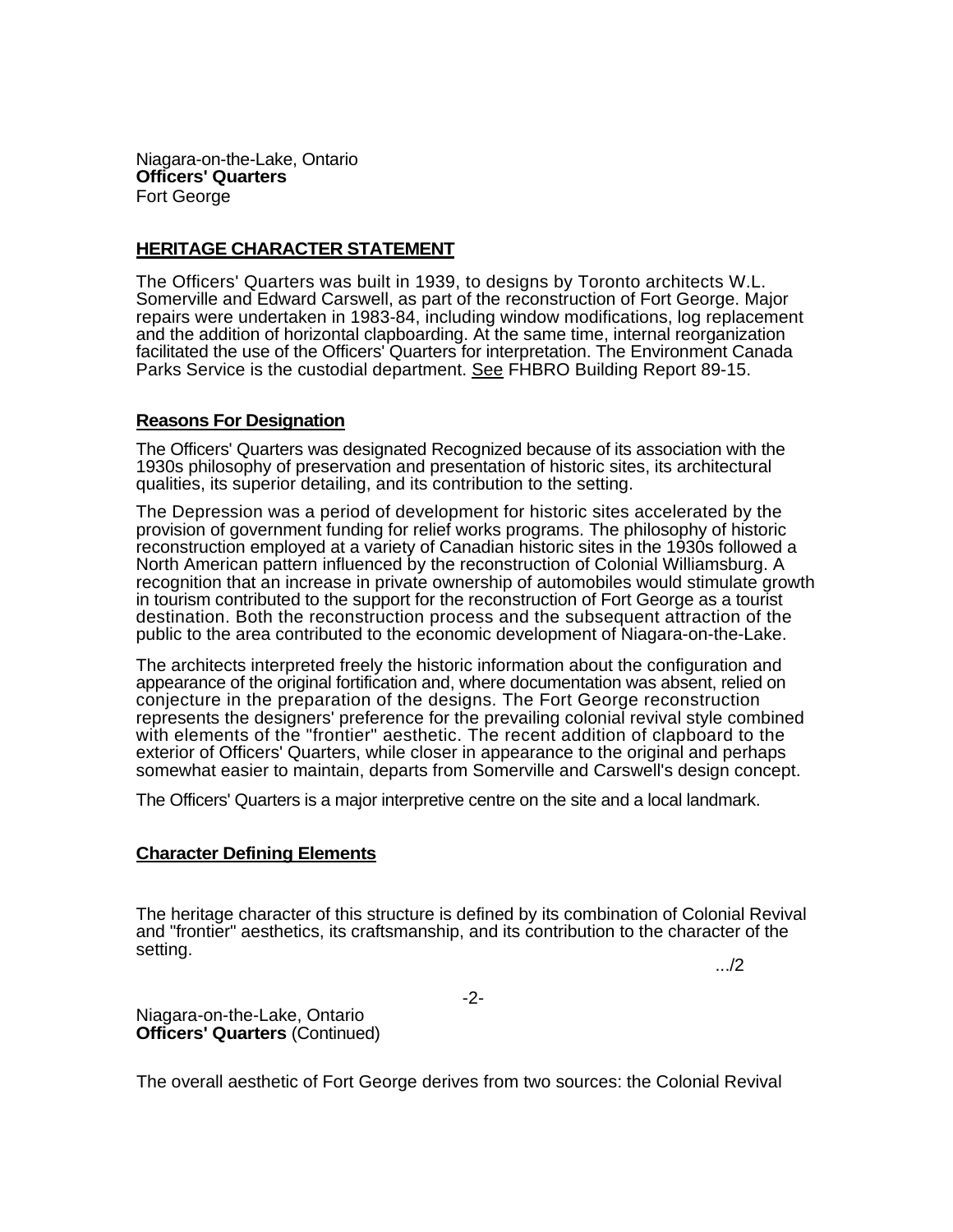Niagara-on-the-Lake, Ontario
**Officers' Quarters**
Fort George

## HERITAGE CHARACTER STATEMENT

The Officers' Quarters was built in 1939, to designs by Toronto architects W.L. Somerville and Edward Carswell, as part of the reconstruction of Fort George. Major repairs were undertaken in 1983-84, including window modifications, log replacement and the addition of horizontal clapboarding. At the same time, internal reorganization facilitated the use of the Officers' Quarters for interpretation. The Environment Canada Parks Service is the custodial department. See FHBRO Building Report 89-15.

### Reasons For Designation

The Officers' Quarters was designated Recognized because of its association with the 1930s philosophy of preservation and presentation of historic sites, its architectural qualities, its superior detailing, and its contribution to the setting.

The Depression was a period of development for historic sites accelerated by the provision of government funding for relief works programs. The philosophy of historic reconstruction employed at a variety of Canadian historic sites in the 1930s followed a North American pattern influenced by the reconstruction of Colonial Williamsburg. A recognition that an increase in private ownership of automobiles would stimulate growth in tourism contributed to the support for the reconstruction of Fort George as a tourist destination. Both the reconstruction process and the subsequent attraction of the public to the area contributed to the economic development of Niagara-on-the-Lake.

The architects interpreted freely the historic information about the configuration and appearance of the original fortification and, where documentation was absent, relied on conjecture in the preparation of the designs. The Fort George reconstruction represents the designers' preference for the prevailing colonial revival style combined with elements of the "frontier" aesthetic. The recent addition of clapboard to the exterior of Officers' Quarters, while closer in appearance to the original and perhaps somewhat easier to maintain, departs from Somerville and Carswell's design concept.

The Officers' Quarters is a major interpretive centre on the site and a local landmark.

### Character Defining Elements

The heritage character of this structure is defined by its combination of Colonial Revival and "frontier" aesthetics, its craftsmanship, and its contribution to the character of the setting.

The overall aesthetic of Fort George derives from two sources: the Colonial Revival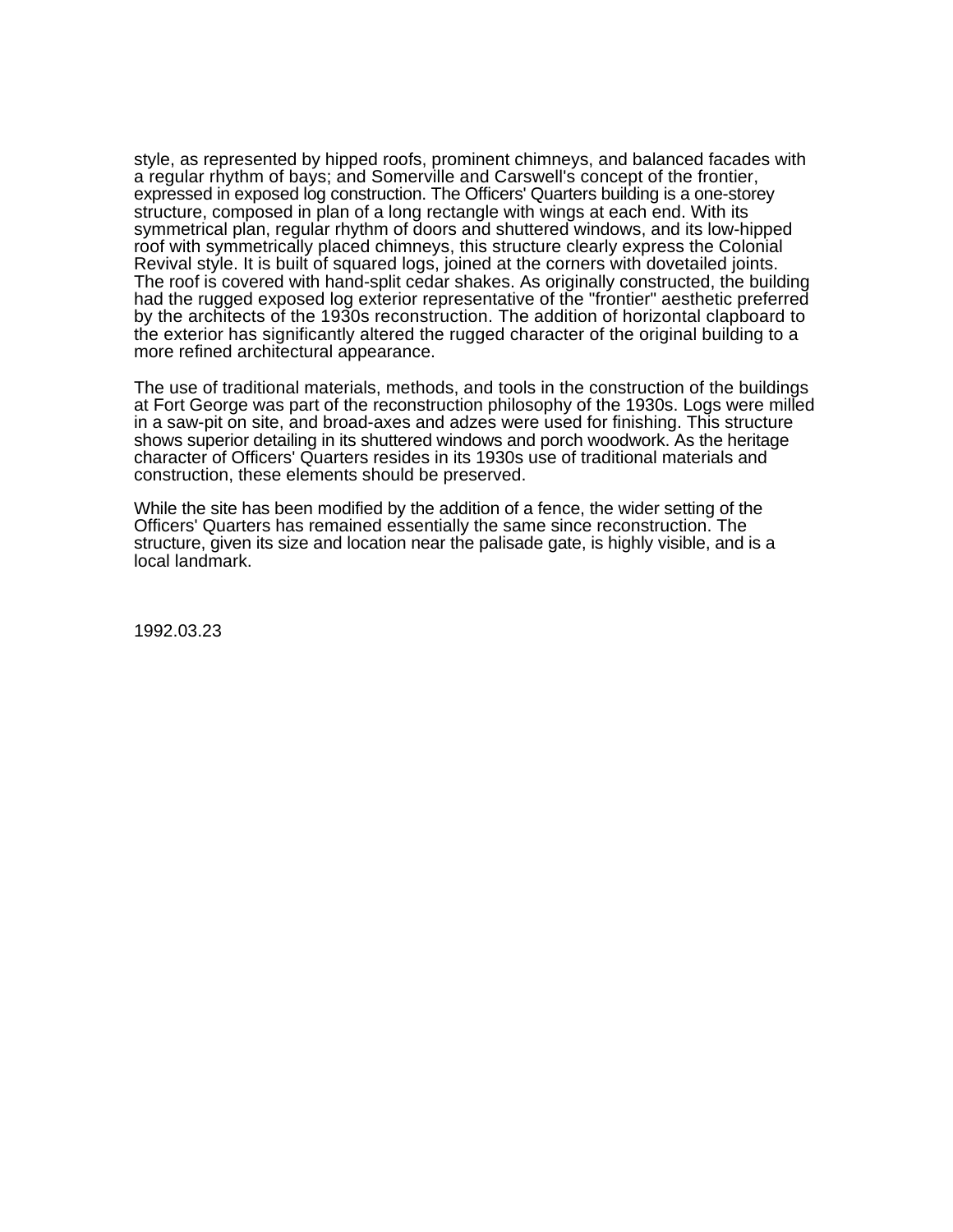style, as represented by hipped roofs, prominent chimneys, and balanced facades with a regular rhythm of bays; and Somerville and Carswell's concept of the frontier, expressed in exposed log construction. The Officers' Quarters building is a one-storey structure, composed in plan of a long rectangle with wings at each end. With its symmetrical plan, regular rhythm of doors and shuttered windows, and its low-hipped roof with symmetrically placed chimneys, this structure clearly express the Colonial Revival style. It is built of squared logs, joined at the corners with dovetailed joints. The roof is covered with hand-split cedar shakes. As originally constructed, the building had the rugged exposed log exterior representative of the "frontier" aesthetic preferred by the architects of the 1930s reconstruction. The addition of horizontal clapboard to the exterior has significantly altered the rugged character of the original building to a more refined architectural appearance.

The use of traditional materials, methods, and tools in the construction of the buildings at Fort George was part of the reconstruction philosophy of the 1930s. Logs were milled in a saw-pit on site, and broad-axes and adzes were used for finishing. This structure shows superior detailing in its shuttered windows and porch woodwork. As the heritage character of Officers' Quarters resides in its 1930s use of traditional materials and construction, these elements should be preserved.

While the site has been modified by the addition of a fence, the wider setting of the Officers' Quarters has remained essentially the same since reconstruction. The structure, given its size and location near the palisade gate, is highly visible, and is a local landmark.

1992.03.23